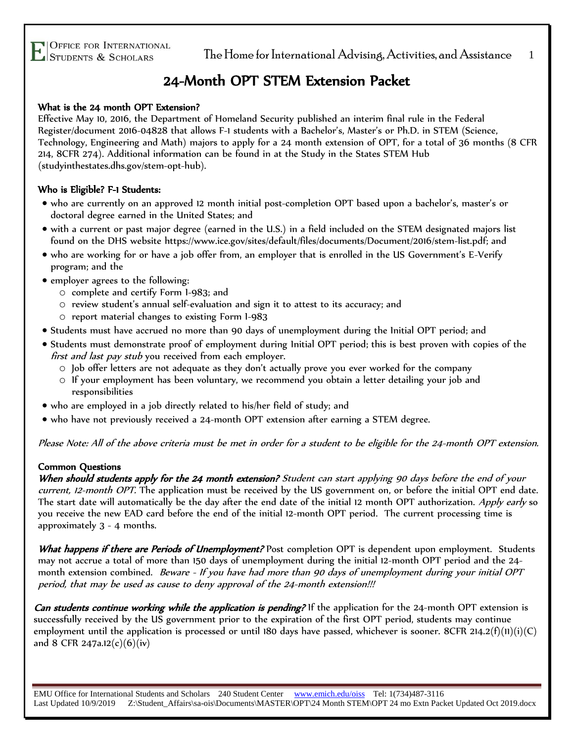# 24-Month OPT STEM Extension Packet

**What is the 24 month OPT Extension?**
Effective May 10, 2016, the Department of Homeland Security published an interim final rule in the Federal Register/document 2016-04828 that allows F-1 students with a Bachelor's, Master's or Ph.D. in STEM (Science, Technology, Engineering and Math) majors to apply for a 24 month extension of OPT, for a total of 36 months (8 CFR 214, 8CFR 274). Additional information can be found in at the Study in the States STEM Hub (studyinthestates.dhs.gov/stem-opt-hub).

**Who is Eligible? F-1 Students:**

- who are currently on an approved 12 month initial post-completion OPT based upon a bachelor's, master's or doctoral degree earned in the United States; and
- with a current or past major degree (earned in the U.S.) in a field included on the STEM designated majors list found on the DHS website https://www.ice.gov/sites/default/files/documents/Document/2016/stem-list.pdf; and
- who are working for or have a job offer from, an employer that is enrolled in the US Government's E-Verify program; and the
- employer agrees to the following:
  - complete and certify Form I-983; and
  - review student's annual self-evaluation and sign it to attest to its accuracy; and
  - report material changes to existing Form I-983
- Students must have accrued no more than 90 days of unemployment during the Initial OPT period; and
- Students must demonstrate proof of employment during Initial OPT period; this is best proven with copies of the *first and last pay stub* you received from each employer.
  - Job offer letters are not adequate as they don't actually prove you ever worked for the company
  - If your employment has been voluntary, we recommend you obtain a letter detailing your job and responsibilities
- who are employed in a job directly related to his/her field of study; and
- who have not previously received a 24-month OPT extension after earning a STEM degree.

*Please Note: All of the above criteria must be met in order for a student to be eligible for the 24-month OPT extension.*

**Common Questions**

***When should students apply for the 24 month extension?*** *Student can start applying 90 days before the end of your current, 12-month OPT.* The application must be received by the US government on, or before the initial OPT end date. The start date will automatically be the day after the end date of the initial 12 month OPT authorization. *Apply early* so you receive the new EAD card before the end of the initial 12-month OPT period. The current processing time is approximately 3 - 4 months.

***What happens if there are Periods of Unemployment?*** Post completion OPT is dependent upon employment. Students may not accrue a total of more than 150 days of unemployment during the initial 12-month OPT period and the 24-month extension combined. *Beware - If you have had more than 90 days of unemployment during your initial OPT period, that may be used as cause to deny approval of the 24-month extension!!!*

***Can students continue working while the application is pending?*** If the application for the 24-month OPT extension is successfully received by the US government prior to the expiration of the first OPT period, students may continue employment until the application is processed or until 180 days have passed, whichever is sooner. 8CFR 214.2(f)(11)(i)(C) and 8 CFR 247a.12(c)(6)(iv)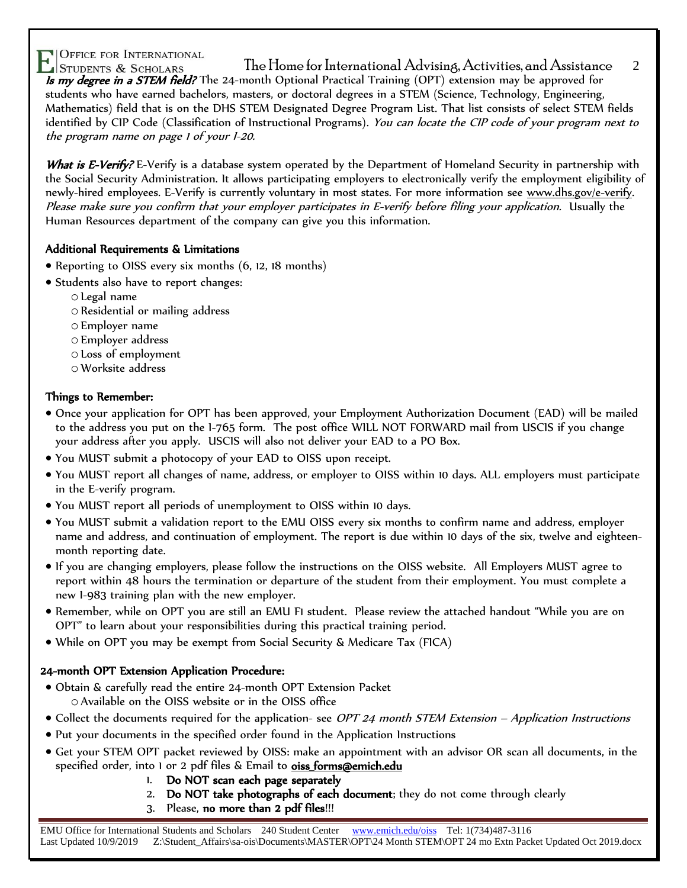***Is my degree in a STEM field?*** The 24-month Optional Practical Training (OPT) extension may be approved for students who have earned bachelors, masters, or doctoral degrees in a STEM (Science, Technology, Engineering, Mathematics) field that is on the DHS STEM Designated Degree Program List. That list consists of select STEM fields identified by CIP Code (Classification of Instructional Programs). *You can locate the CIP code of your program next to the program name on page 1 of your I-20.*

***What is E-Verify?*** E-Verify is a database system operated by the Department of Homeland Security in partnership with the Social Security Administration. It allows participating employers to electronically verify the employment eligibility of newly-hired employees. E-Verify is currently voluntary in most states. For more information see www.dhs.gov/e-verify. *Please make sure you confirm that your employer participates in E-verify before filing your application.* Usually the Human Resources department of the company can give you this information.

### Additional Requirements & Limitations

- Reporting to OISS every six months (6, 12, 18 months)
- Students also have to report changes:
  - Legal name
  - Residential or mailing address
  - Employer name
  - Employer address
  - Loss of employment
  - Worksite address

### Things to Remember:

- Once your application for OPT has been approved, your Employment Authorization Document (EAD) will be mailed to the address you put on the I-765 form. The post office WILL NOT FORWARD mail from USCIS if you change your address after you apply. USCIS will also not deliver your EAD to a PO Box.
- You MUST submit a photocopy of your EAD to OISS upon receipt.
- You MUST report all changes of name, address, or employer to OISS within 10 days. ALL employers must participate in the E-verify program.
- You MUST report all periods of unemployment to OISS within 10 days.
- You MUST submit a validation report to the EMU OISS every six months to confirm name and address, employer name and address, and continuation of employment. The report is due within 10 days of the six, twelve and eighteen-month reporting date.
- If you are changing employers, please follow the instructions on the OISS website. All Employers MUST agree to report within 48 hours the termination or departure of the student from their employment. You must complete a new I-983 training plan with the new employer.
- Remember, while on OPT you are still an EMU F1 student. Please review the attached handout "While you are on OPT" to learn about your responsibilities during this practical training period.
- While on OPT you may be exempt from Social Security & Medicare Tax (FICA)

### 24-month OPT Extension Application Procedure:

- Obtain & carefully read the entire 24-month OPT Extension Packet
  - Available on the OISS website or in the OISS office
- Collect the documents required for the application- see *OPT 24 month STEM Extension – Application Instructions*
- Put your documents in the specified order found in the Application Instructions
- Get your STEM OPT packet reviewed by OISS: make an appointment with an advisor OR scan all documents, in the specified order, into 1 or 2 pdf files & Email to **oiss_forms@emich.edu**
  1. **Do NOT scan each page separately**
  2. **Do NOT take photographs of each document**; they do not come through clearly
  3. Please, **no more than 2 pdf files**!!!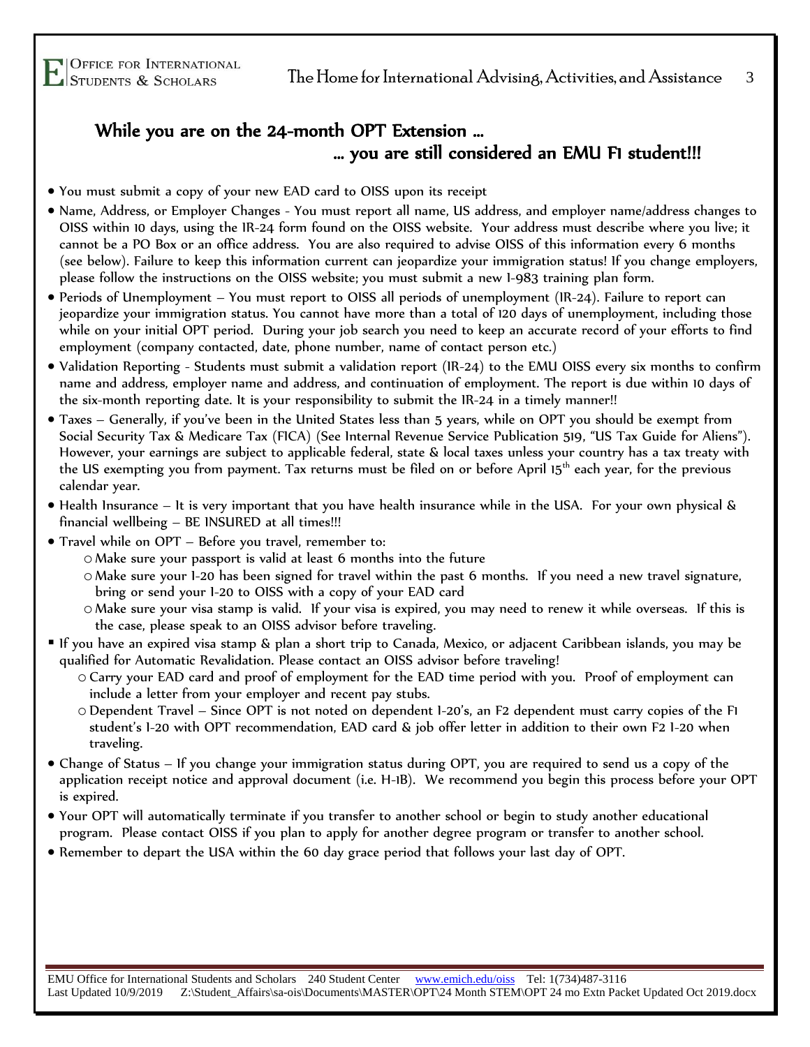## While you are on the 24-month OPT Extension …
## … you are still considered an EMU F1 student!!!

- You must submit a copy of your new EAD card to OISS upon its receipt
- Name, Address, or Employer Changes - You must report all name, US address, and employer name/address changes to OISS within 10 days, using the IR-24 form found on the OISS website. Your address must describe where you live; it cannot be a PO Box or an office address. You are also required to advise OISS of this information every 6 months (see below). Failure to keep this information current can jeopardize your immigration status! If you change employers, please follow the instructions on the OISS website; you must submit a new I-983 training plan form.
- Periods of Unemployment – You must report to OISS all periods of unemployment (IR-24). Failure to report can jeopardize your immigration status. You cannot have more than a total of 120 days of unemployment, including those while on your initial OPT period. During your job search you need to keep an accurate record of your efforts to find employment (company contacted, date, phone number, name of contact person etc.)
- Validation Reporting - Students must submit a validation report (IR-24) to the EMU OISS every six months to confirm name and address, employer name and address, and continuation of employment. The report is due within 10 days of the six-month reporting date. It is your responsibility to submit the IR-24 in a timely manner!!
- Taxes – Generally, if you've been in the United States less than 5 years, while on OPT you should be exempt from Social Security Tax & Medicare Tax (FICA) (See Internal Revenue Service Publication 519, "US Tax Guide for Aliens"). However, your earnings are subject to applicable federal, state & local taxes unless your country has a tax treaty with the US exempting you from payment. Tax returns must be filed on or before April 15th each year, for the previous calendar year.
- Health Insurance – It is very important that you have health insurance while in the USA. For your own physical & financial wellbeing – BE INSURED at all times!!!
- Travel while on OPT – Before you travel, remember to:
  - Make sure your passport is valid at least 6 months into the future
  - Make sure your I-20 has been signed for travel within the past 6 months. If you need a new travel signature, bring or send your I-20 to OISS with a copy of your EAD card
  - Make sure your visa stamp is valid. If your visa is expired, you may need to renew it while overseas. If this is the case, please speak to an OISS advisor before traveling.
- If you have an expired visa stamp & plan a short trip to Canada, Mexico, or adjacent Caribbean islands, you may be qualified for Automatic Revalidation. Please contact an OISS advisor before traveling!
  - Carry your EAD card and proof of employment for the EAD time period with you. Proof of employment can include a letter from your employer and recent pay stubs.
  - Dependent Travel – Since OPT is not noted on dependent I-20's, an F2 dependent must carry copies of the F1 student's I-20 with OPT recommendation, EAD card & job offer letter in addition to their own F2 I-20 when traveling.
- Change of Status – If you change your immigration status during OPT, you are required to send us a copy of the application receipt notice and approval document (i.e. H-1B). We recommend you begin this process before your OPT is expired.
- Your OPT will automatically terminate if you transfer to another school or begin to study another educational program. Please contact OISS if you plan to apply for another degree program or transfer to another school.
- Remember to depart the USA within the 60 day grace period that follows your last day of OPT.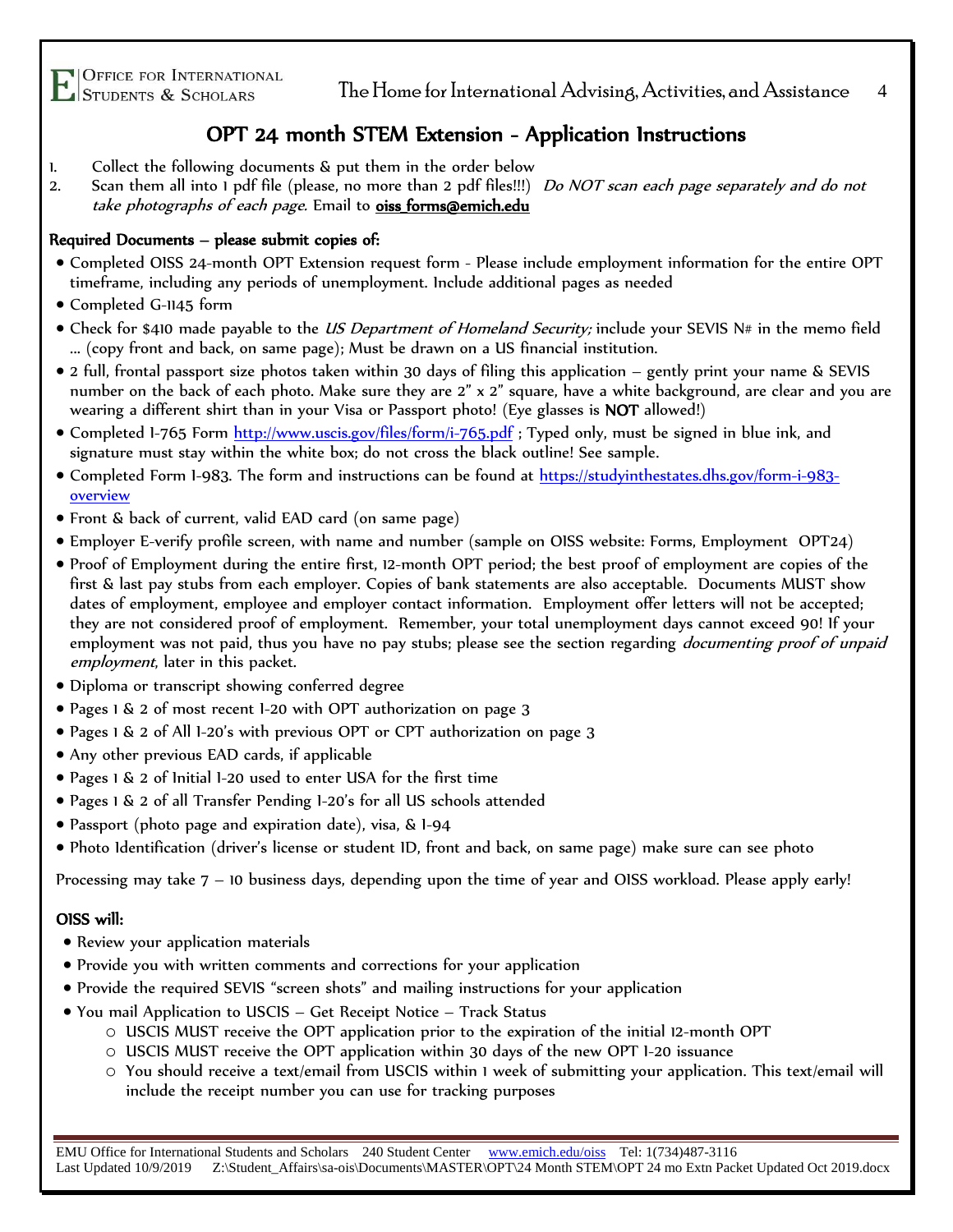# OPT 24 month STEM Extension - Application Instructions

1. Collect the following documents & put them in the order below
2. Scan them all into 1 pdf file (please, no more than 2 pdf files!!!) *Do NOT scan each page separately and do not take photographs of each page.* Email to **oiss_forms@emich.edu**

**Required Documents – please submit copies of:**

- Completed OISS 24-month OPT Extension request form - Please include employment information for the entire OPT timeframe, including any periods of unemployment. Include additional pages as needed
- Completed G-1145 form
- Check for $410 made payable to the *US Department of Homeland Security;* include your SEVIS N# in the memo field … (copy front and back, on same page); Must be drawn on a US financial institution.
- 2 full, frontal passport size photos taken within 30 days of filing this application – gently print your name & SEVIS number on the back of each photo. Make sure they are 2" x 2" square, have a white background, are clear and you are wearing a different shirt than in your Visa or Passport photo! (Eye glasses is **NOT** allowed!)
- Completed I-765 Form http://www.uscis.gov/files/form/i-765.pdf ; Typed only, must be signed in blue ink, and signature must stay within the white box; do not cross the black outline! See sample.
- Completed Form I-983. The form and instructions can be found at https://studyinthestates.dhs.gov/form-i-983-overview
- Front & back of current, valid EAD card (on same page)
- Employer E-verify profile screen, with name and number (sample on OISS website: Forms, Employment OPT24)
- Proof of Employment during the entire first, 12-month OPT period; the best proof of employment are copies of the first & last pay stubs from each employer. Copies of bank statements are also acceptable. Documents MUST show dates of employment, employee and employer contact information. Employment offer letters will not be accepted; they are not considered proof of employment. Remember, your total unemployment days cannot exceed 90! If your employment was not paid, thus you have no pay stubs; please see the section regarding *documenting proof of unpaid employment*, later in this packet.
- Diploma or transcript showing conferred degree
- Pages 1 & 2 of most recent I-20 with OPT authorization on page 3
- Pages 1 & 2 of All I-20's with previous OPT or CPT authorization on page 3
- Any other previous EAD cards, if applicable
- Pages 1 & 2 of Initial I-20 used to enter USA for the first time
- Pages 1 & 2 of all Transfer Pending I-20's for all US schools attended
- Passport (photo page and expiration date), visa, & I-94
- Photo Identification (driver's license or student ID, front and back, on same page) make sure can see photo

Processing may take 7 – 10 business days, depending upon the time of year and OISS workload. Please apply early!

**OISS will:**

- Review your application materials
- Provide you with written comments and corrections for your application
- Provide the required SEVIS "screen shots" and mailing instructions for your application
- You mail Application to USCIS – Get Receipt Notice – Track Status
  - USCIS MUST receive the OPT application prior to the expiration of the initial 12-month OPT
  - USCIS MUST receive the OPT application within 30 days of the new OPT I-20 issuance
  - You should receive a text/email from USCIS within 1 week of submitting your application. This text/email will include the receipt number you can use for tracking purposes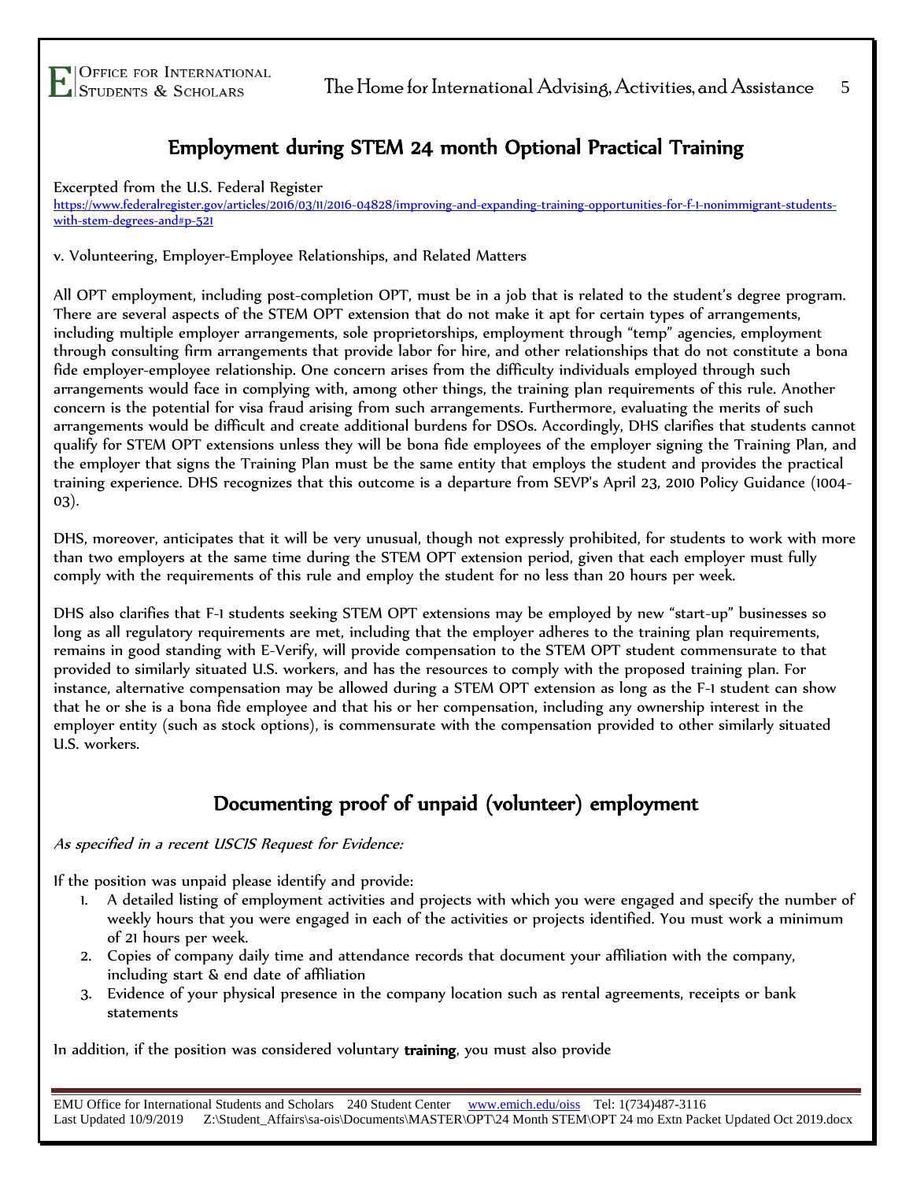## Employment during STEM 24 month Optional Practical Training

Excerpted from the U.S. Federal Register
https://www.federalregister.gov/articles/2016/03/11/2016-04828/improving-and-expanding-training-opportunities-for-f-1-nonimmigrant-students-with-stem-degrees-and#p-521

v. Volunteering, Employer-Employee Relationships, and Related Matters

All OPT employment, including post-completion OPT, must be in a job that is related to the student's degree program. There are several aspects of the STEM OPT extension that do not make it apt for certain types of arrangements, including multiple employer arrangements, sole proprietorships, employment through "temp" agencies, employment through consulting firm arrangements that provide labor for hire, and other relationships that do not constitute a bona fide employer-employee relationship. One concern arises from the difficulty individuals employed through such arrangements would face in complying with, among other things, the training plan requirements of this rule. Another concern is the potential for visa fraud arising from such arrangements. Furthermore, evaluating the merits of such arrangements would be difficult and create additional burdens for DSOs. Accordingly, DHS clarifies that students cannot qualify for STEM OPT extensions unless they will be bona fide employees of the employer signing the Training Plan, and the employer that signs the Training Plan must be the same entity that employs the student and provides the practical training experience. DHS recognizes that this outcome is a departure from SEVP's April 23, 2010 Policy Guidance (1004-03).

DHS, moreover, anticipates that it will be very unusual, though not expressly prohibited, for students to work with more than two employers at the same time during the STEM OPT extension period, given that each employer must fully comply with the requirements of this rule and employ the student for no less than 20 hours per week.

DHS also clarifies that F-1 students seeking STEM OPT extensions may be employed by new "start-up" businesses so long as all regulatory requirements are met, including that the employer adheres to the training plan requirements, remains in good standing with E-Verify, will provide compensation to the STEM OPT student commensurate to that provided to similarly situated U.S. workers, and has the resources to comply with the proposed training plan. For instance, alternative compensation may be allowed during a STEM OPT extension as long as the F-1 student can show that he or she is a bona fide employee and that his or her compensation, including any ownership interest in the employer entity (such as stock options), is commensurate with the compensation provided to other similarly situated U.S. workers.

## Documenting proof of unpaid (volunteer) employment

*As specified in a recent USCIS Request for Evidence:*

If the position was unpaid please identify and provide:

1. A detailed listing of employment activities and projects with which you were engaged and specify the number of weekly hours that you were engaged in each of the activities or projects identified. You must work a minimum of 21 hours per week.
2. Copies of company daily time and attendance records that document your affiliation with the company, including start & end date of affiliation
3. Evidence of your physical presence in the company location such as rental agreements, receipts or bank statements

In addition, if the position was considered voluntary **training**, you must also provide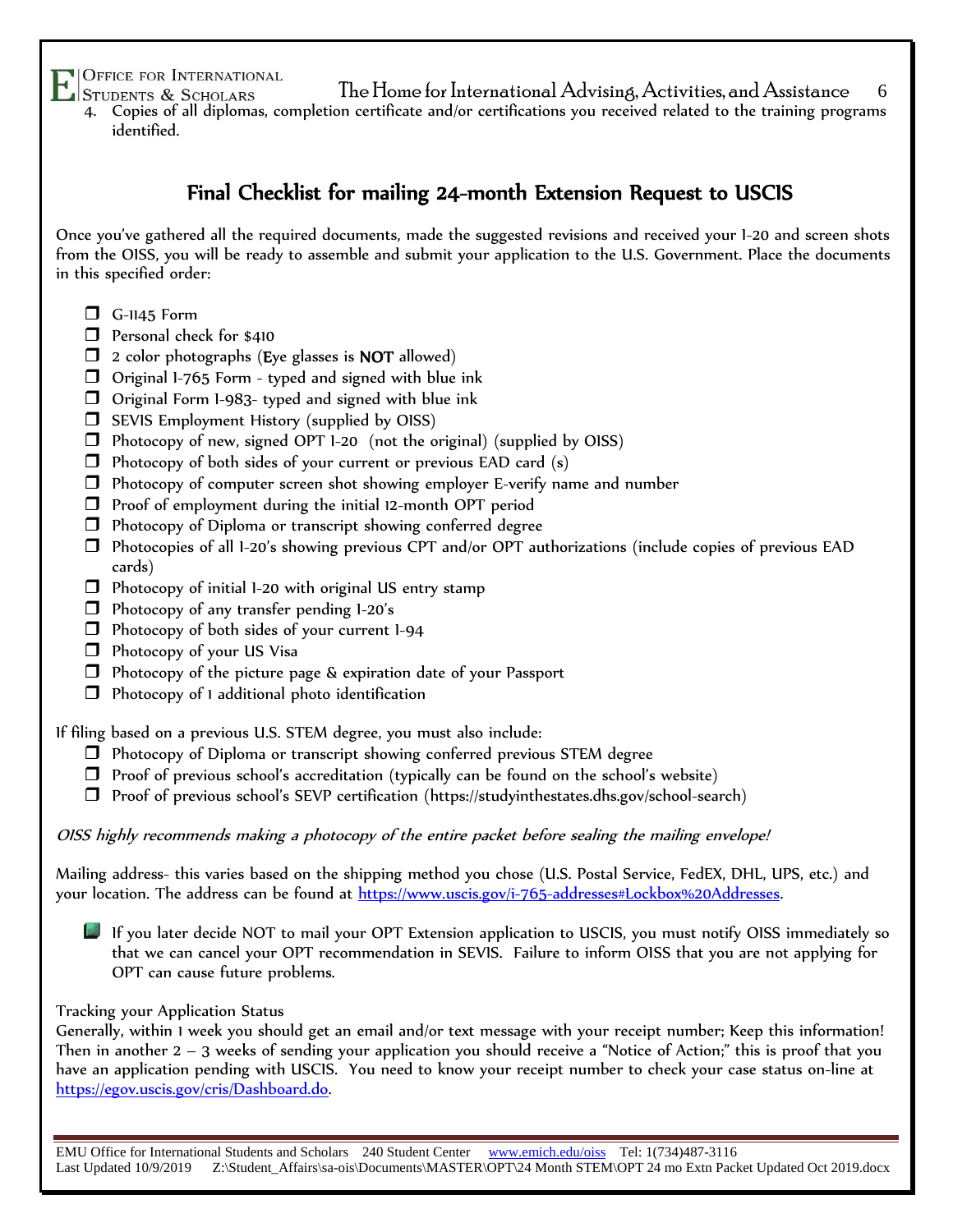4. Copies of all diplomas, completion certificate and/or certifications you received related to the training programs identified.

## Final Checklist for mailing 24-month Extension Request to USCIS

Once you've gathered all the required documents, made the suggested revisions and received your I-20 and screen shots from the OISS, you will be ready to assemble and submit your application to the U.S. Government. Place the documents in this specified order:

- [ ] G-1145 Form
- [ ] Personal check for $410
- [ ] 2 color photographs (**E**ye glasses is **NOT** allowed)
- [ ] Original I-765 Form - typed and signed with blue ink
- [ ] Original Form I-983- typed and signed with blue ink
- [ ] SEVIS Employment History (supplied by OISS)
- [ ] Photocopy of new, signed OPT I-20 (not the original) (supplied by OISS)
- [ ] Photocopy of both sides of your current or previous EAD card (s)
- [ ] Photocopy of computer screen shot showing employer E-verify name and number
- [ ] Proof of employment during the initial 12-month OPT period
- [ ] Photocopy of Diploma or transcript showing conferred degree
- [ ] Photocopies of all I-20's showing previous CPT and/or OPT authorizations (include copies of previous EAD cards)
- [ ] Photocopy of initial I-20 with original US entry stamp
- [ ] Photocopy of any transfer pending I-20's
- [ ] Photocopy of both sides of your current I-94
- [ ] Photocopy of your US Visa
- [ ] Photocopy of the picture page & expiration date of your Passport
- [ ] Photocopy of 1 additional photo identification

If filing based on a previous U.S. STEM degree, you must also include:

- [ ] Photocopy of Diploma or transcript showing conferred previous STEM degree
- [ ] Proof of previous school's accreditation (typically can be found on the school's website)
- [ ] Proof of previous school's SEVP certification (https://studyinthestates.dhs.gov/school-search)

***OISS highly recommends making a photocopy of the entire packet before sealing the mailing envelope!***

Mailing address- this varies based on the shipping method you chose (U.S. Postal Service, FedEX, DHL, UPS, etc.) and your location. The address can be found at https://www.uscis.gov/i-765-addresses#Lockbox%20Addresses.

- If you later decide NOT to mail your OPT Extension application to USCIS, you must notify OISS immediately so that we can cancel your OPT recommendation in SEVIS. Failure to inform OISS that you are not applying for OPT can cause future problems.

Tracking your Application Status

Generally, within 1 week you should get an email and/or text message with your receipt number; Keep this information! Then in another 2 – 3 weeks of sending your application you should receive a "Notice of Action;" this is proof that you have an application pending with USCIS. You need to know your receipt number to check your case status on-line at https://egov.uscis.gov/cris/Dashboard.do.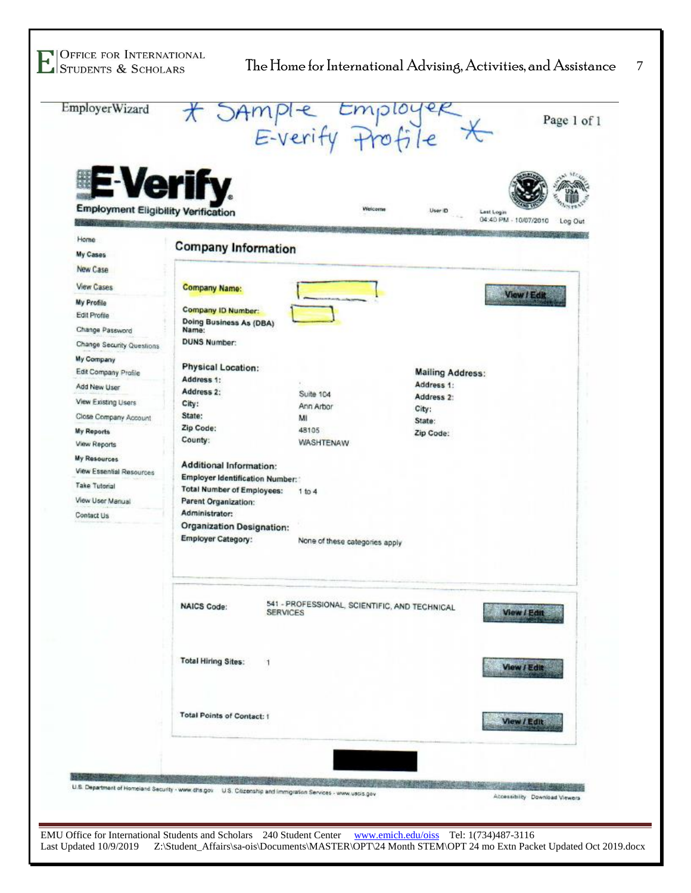EmployerWizard

\* Sample Employer E-verify Profile \*

Page 1 of 1

**E-Verify**

**Employment Eligibility Verification**

Welcome User ID Last Login 04:40 PM - 10/07/2010 Log Out

- Home
- **My Cases**
- New Case
- View Cases
- **My Profile**
- Edit Profile
- Change Password
- Change Security Questions
- **My Company**
- Edit Company Profile
- Add New User
- View Existing Users
- Close Company Account
- **My Reports**
- View Reports
- **My Resources**
- View Essential Resources
- Take Tutorial
- View User Manual
- Contact Us

## Company Information

**Company Name:** View / Edit

**Company ID Number:**

**Doing Business As (DBA) Name:**

**DUNS Number:**

**Physical Location:**

| | |
|---|---|
| **Address 1:** | |
| **Address 2:** | Suite 104 |
| **City:** | Ann Arbor |
| **State:** | MI |
| **Zip Code:** | 48105 |
| **County:** | WASHTENAW |

**Mailing Address:**

| | |
|---|---|
| **Address 1:** | |
| **Address 2:** | |
| **City:** | |
| **State:** | |
| **Zip Code:** | |

**Additional Information:**

| | |
|---|---|
| **Employer Identification Number:** | |
| **Total Number of Employees:** | 1 to 4 |
| **Parent Organization:** | |
| **Administrator:** | |

**Organization Designation:**

| | |
|---|---|
| **Employer Category:** | None of these categories apply |

**NAICS Code:** 541 - PROFESSIONAL, SCIENTIFIC, AND TECHNICAL SERVICES View / Edit

**Total Hiring Sites:** 1 View / Edit

**Total Points of Contact:** 1 View / Edit

U.S. Department of Homeland Security - www.dhs.gov U.S. Citizenship and Immigration Services - www.uscis.gov

Accessibility Download Viewers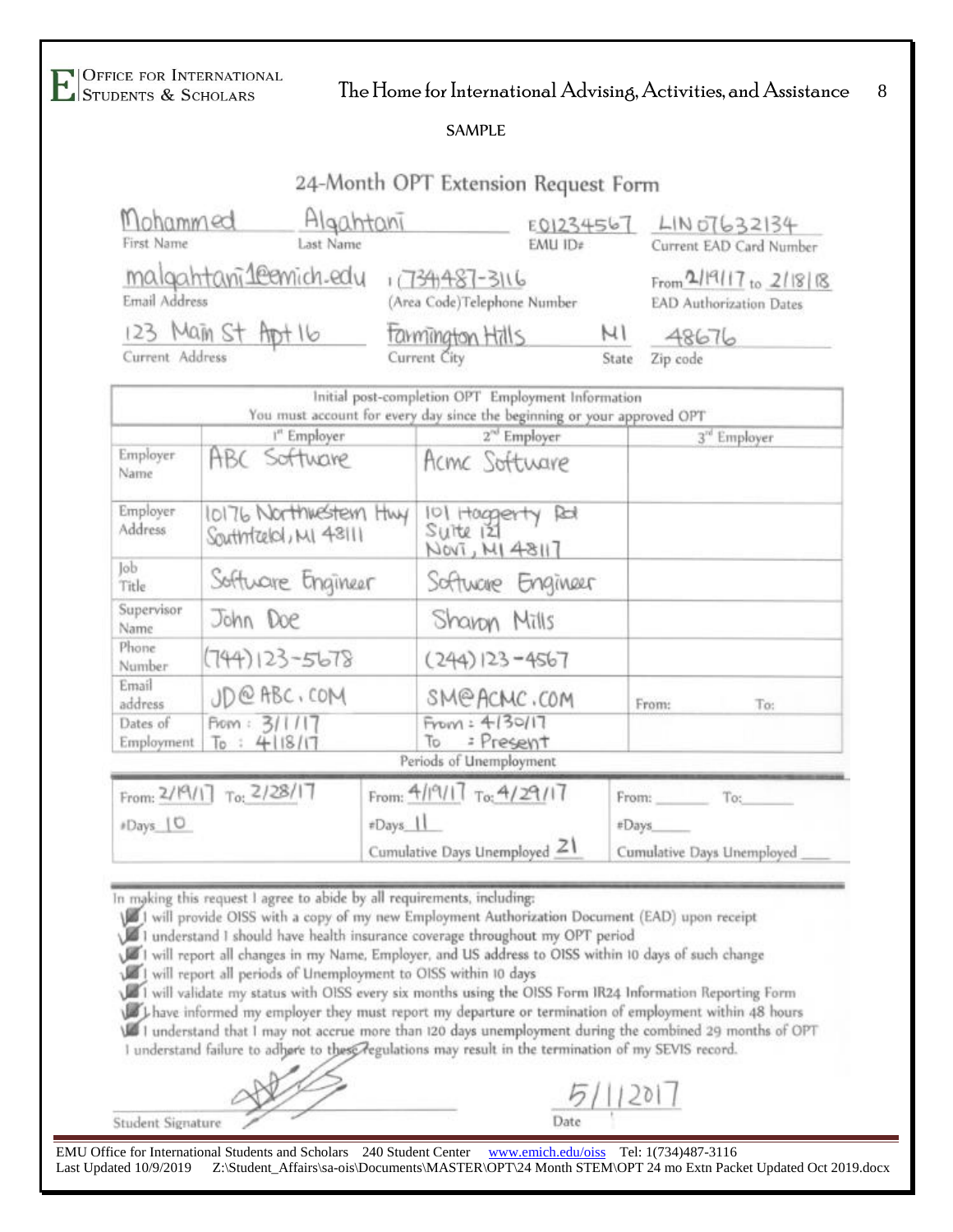SAMPLE

# 24-Month OPT Extension Request Form

| | | | |
|---|---|---|---|
| Mohammed | Algahtani | E01234567 | LIN07632134 |
| First Name | Last Name | EMU ID# | Current EAD Card Number |
| malgahtani1@emich.edu | 1(734)487-3116 | | From 2/19/17 to 2/18/18 |
| Email Address | (Area Code)Telephone Number | | EAD Authorization Dates |
| 123 Main St Apt 16 | Farmington Hills | MI | 48676 |
| Current Address | Current City | State | Zip code |

**Initial post-completion OPT Employment Information**

You must account for every day since the beginning or your approved OPT

| | 1st Employer | 2nd Employer | 3rd Employer |
|---|---|---|---|
| Employer Name | ABC Software | Acmc Software | |
| Employer Address | 10176 Northwestern Hwy Southfield, MI 48111 | 101 Haggerty Rd Suite 121 Novi, MI 48117 | |
| Job Title | Software Engineer | Software Engineer | |
| Supervisor Name | John Doe | Sharon Mills | |
| Phone Number | (744)123-5678 | (244)123-4567 | |
| Email address | JD@ABC.COM | SM@ACMC.COM | From: To: |
| Dates of Employment | From: 3/1/17 To: 4/18/17 | From: 4/30/17 To: Present | |

**Periods of Unemployment**

| | | |
|---|---|---|
| From: 2/19/17 To: 2/28/17 | From: 4/19/17 To: 4/29/17 | From: ____ To: ____ |
| #Days 10 | #Days 11 | #Days ____ |
| | Cumulative Days Unemployed 21 | Cumulative Days Unemployed ____ |

In making this request I agree to abide by all requirements, including:

- ☑ I will provide OISS with a copy of my new Employment Authorization Document (EAD) upon receipt
- ☑ I understand I should have health insurance coverage throughout my OPT period
- ☑ I will report all changes in my Name, Employer, and US address to OISS within 10 days of such change
- ☑ I will report all periods of Unemployment to OISS within 10 days
- ☑ I will validate my status with OISS every six months using the OISS Form IR24 Information Reporting Form
- ☑ I have informed my employer they must report my departure or termination of employment within 48 hours
- ☑ I understand that I may not accrue more than 120 days unemployment during the combined 29 months of OPT

I understand failure to adhere to these regulations may result in the termination of my SEVIS record.

Student Signature: [signature] Date: 5/1/2017

EMU Office for International Students and Scholars 240 Student Center www.emich.edu/oiss Tel: 1(734)487-3116
Last Updated 10/9/2019 Z:\Student_Affairs\sa-ois\Documents\MASTER\OPT\24 Month STEM\OPT 24 mo Extn Packet Updated Oct 2019.docx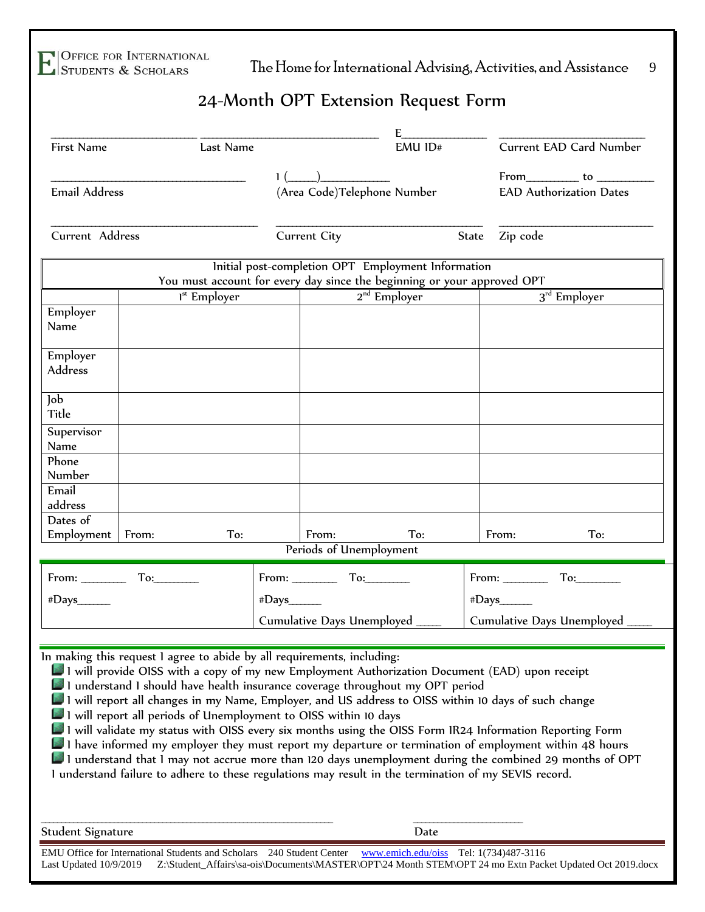# 24-Month OPT Extension Request Form

| | | | |
|---|---|---|---|
| ______________ | ______________ | E__________ | ______________ |
| First Name | Last Name | EMU ID# | Current EAD Card Number |
| ______________ | 1 (____)__________ | | From________ to ________ |
| Email Address | (Area Code)Telephone Number | | EAD Authorization Dates |
| ______________ | ______________ | | ______________ |
| Current Address | Current City | State | Zip code |

**Initial post-completion OPT Employment Information**
You must account for every day since the beginning or your approved OPT

| | 1st Employer | | 2nd Employer | | 3rd Employer | |
|---|---|---|---|---|---|---|
| Employer Name | | | | | | |
| Employer Address | | | | | | |
| Job Title | | | | | | |
| Supervisor Name | | | | | | |
| Phone Number | | | | | | |
| Email address | | | | | | |
| Dates of Employment | From: | To: | From: | To: | From: | To: |

**Periods of Unemployment**

| | | |
|---|---|---|
| From: ________ To:________ | From: ________ To:________ | From: ________ To:________ |
| #Days______ | #Days______ | #Days______ |
| | Cumulative Days Unemployed ____ | Cumulative Days Unemployed ____ |

In making this request I agree to abide by all requirements, including:

- I will provide OISS with a copy of my new Employment Authorization Document (EAD) upon receipt
- I understand I should have health insurance coverage throughout my OPT period
- I will report all changes in my Name, Employer, and US address to OISS within 10 days of such change
- I will report all periods of Unemployment to OISS within 10 days
- I will validate my status with OISS every six months using the OISS Form IR24 Information Reporting Form
- I have informed my employer they must report my departure or termination of employment within 48 hours
- I understand that I may not accrue more than 120 days unemployment during the combined 29 months of OPT

I understand failure to adhere to these regulations may result in the termination of my SEVIS record.

______________________________ ______________

Student Signature Date

EMU Office for International Students and Scholars 240 Student Center www.emich.edu/oiss Tel: 1(734)487-3116
Last Updated 10/9/2019 Z:\Student_Affairs\sa-ois\Documents\MASTER\OPT\24 Month STEM\OPT 24 mo Extn Packet Updated Oct 2019.docx